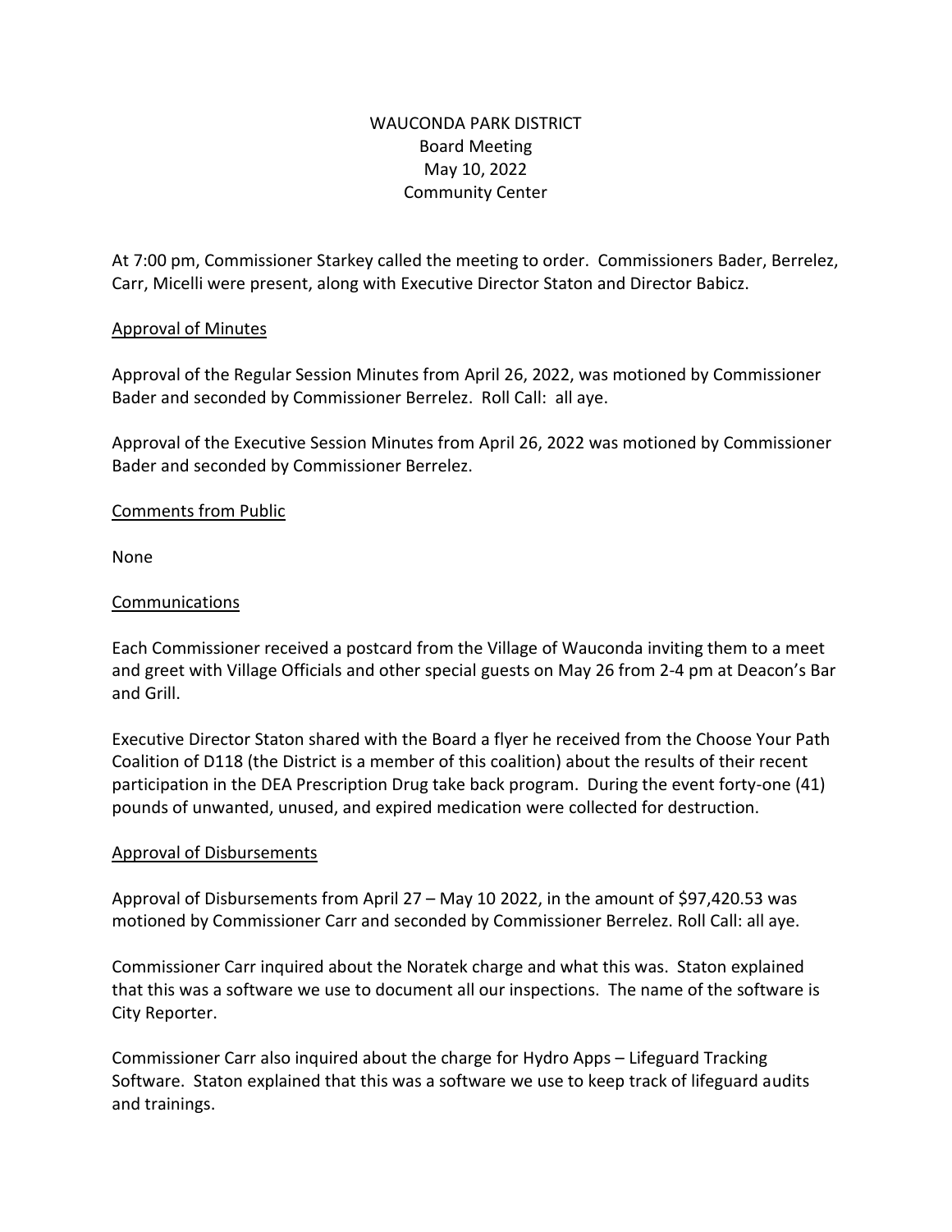# WAUCONDA PARK DISTRICT

Board Meeting
May 10, 2022
Community Center

At 7:00 pm, Commissioner Starkey called the meeting to order. Commissioners Bader, Berrelez, Carr, Micelli were present, along with Executive Director Staton and Director Babicz.

## Approval of Minutes

Approval of the Regular Session Minutes from April 26, 2022, was motioned by Commissioner Bader and seconded by Commissioner Berrelez. Roll Call: all aye.

Approval of the Executive Session Minutes from April 26, 2022 was motioned by Commissioner Bader and seconded by Commissioner Berrelez.

## Comments from Public

None

## Communications

Each Commissioner received a postcard from the Village of Wauconda inviting them to a meet and greet with Village Officials and other special guests on May 26 from 2-4 pm at Deacon's Bar and Grill.

Executive Director Staton shared with the Board a flyer he received from the Choose Your Path Coalition of D118 (the District is a member of this coalition) about the results of their recent participation in the DEA Prescription Drug take back program. During the event forty-one (41) pounds of unwanted, unused, and expired medication were collected for destruction.

## Approval of Disbursements

Approval of Disbursements from April 27 – May 10 2022, in the amount of $97,420.53 was motioned by Commissioner Carr and seconded by Commissioner Berrelez. Roll Call: all aye.

Commissioner Carr inquired about the Noratek charge and what this was. Staton explained that this was a software we use to document all our inspections. The name of the software is City Reporter.

Commissioner Carr also inquired about the charge for Hydro Apps – Lifeguard Tracking Software. Staton explained that this was a software we use to keep track of lifeguard audits and trainings.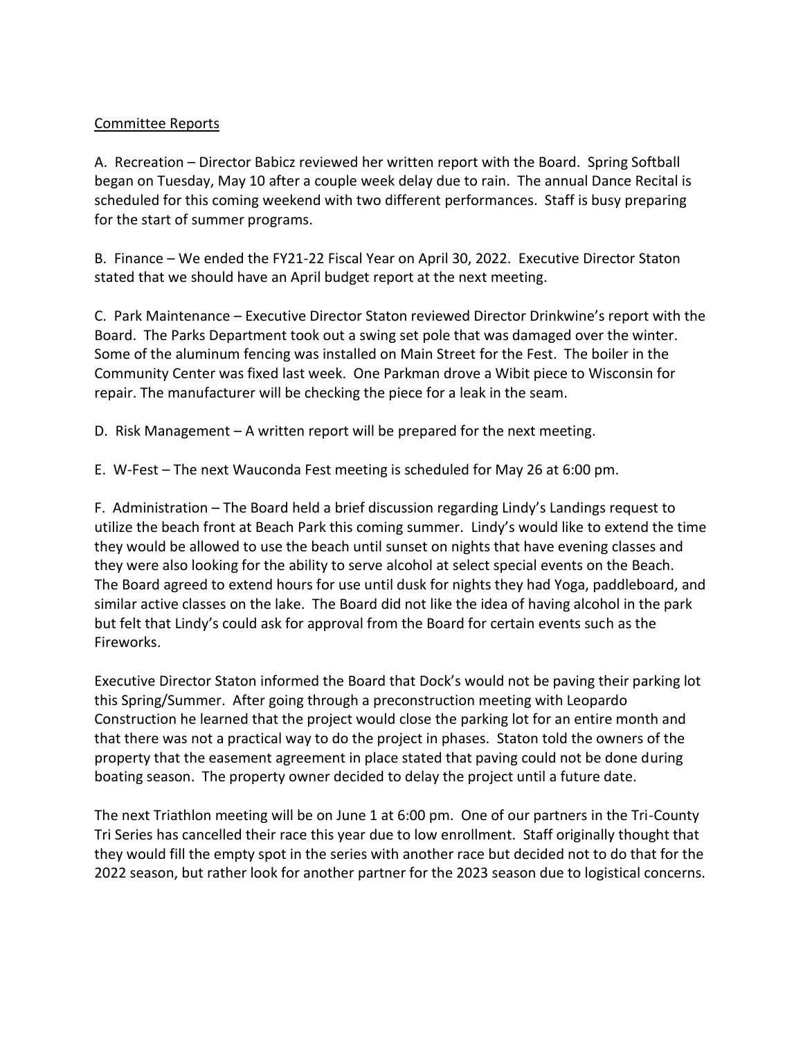Committee Reports

A. Recreation – Director Babicz reviewed her written report with the Board. Spring Softball began on Tuesday, May 10 after a couple week delay due to rain. The annual Dance Recital is scheduled for this coming weekend with two different performances. Staff is busy preparing for the start of summer programs.

B. Finance – We ended the FY21-22 Fiscal Year on April 30, 2022. Executive Director Staton stated that we should have an April budget report at the next meeting.

C. Park Maintenance – Executive Director Staton reviewed Director Drinkwine's report with the Board. The Parks Department took out a swing set pole that was damaged over the winter. Some of the aluminum fencing was installed on Main Street for the Fest. The boiler in the Community Center was fixed last week. One Parkman drove a Wibit piece to Wisconsin for repair. The manufacturer will be checking the piece for a leak in the seam.

D. Risk Management – A written report will be prepared for the next meeting.

E. W-Fest – The next Wauconda Fest meeting is scheduled for May 26 at 6:00 pm.

F. Administration – The Board held a brief discussion regarding Lindy's Landings request to utilize the beach front at Beach Park this coming summer. Lindy's would like to extend the time they would be allowed to use the beach until sunset on nights that have evening classes and they were also looking for the ability to serve alcohol at select special events on the Beach. The Board agreed to extend hours for use until dusk for nights they had Yoga, paddleboard, and similar active classes on the lake. The Board did not like the idea of having alcohol in the park but felt that Lindy's could ask for approval from the Board for certain events such as the Fireworks.

Executive Director Staton informed the Board that Dock's would not be paving their parking lot this Spring/Summer. After going through a preconstruction meeting with Leopardo Construction he learned that the project would close the parking lot for an entire month and that there was not a practical way to do the project in phases. Staton told the owners of the property that the easement agreement in place stated that paving could not be done during boating season. The property owner decided to delay the project until a future date.

The next Triathlon meeting will be on June 1 at 6:00 pm. One of our partners in the Tri-County Tri Series has cancelled their race this year due to low enrollment. Staff originally thought that they would fill the empty spot in the series with another race but decided not to do that for the 2022 season, but rather look for another partner for the 2023 season due to logistical concerns.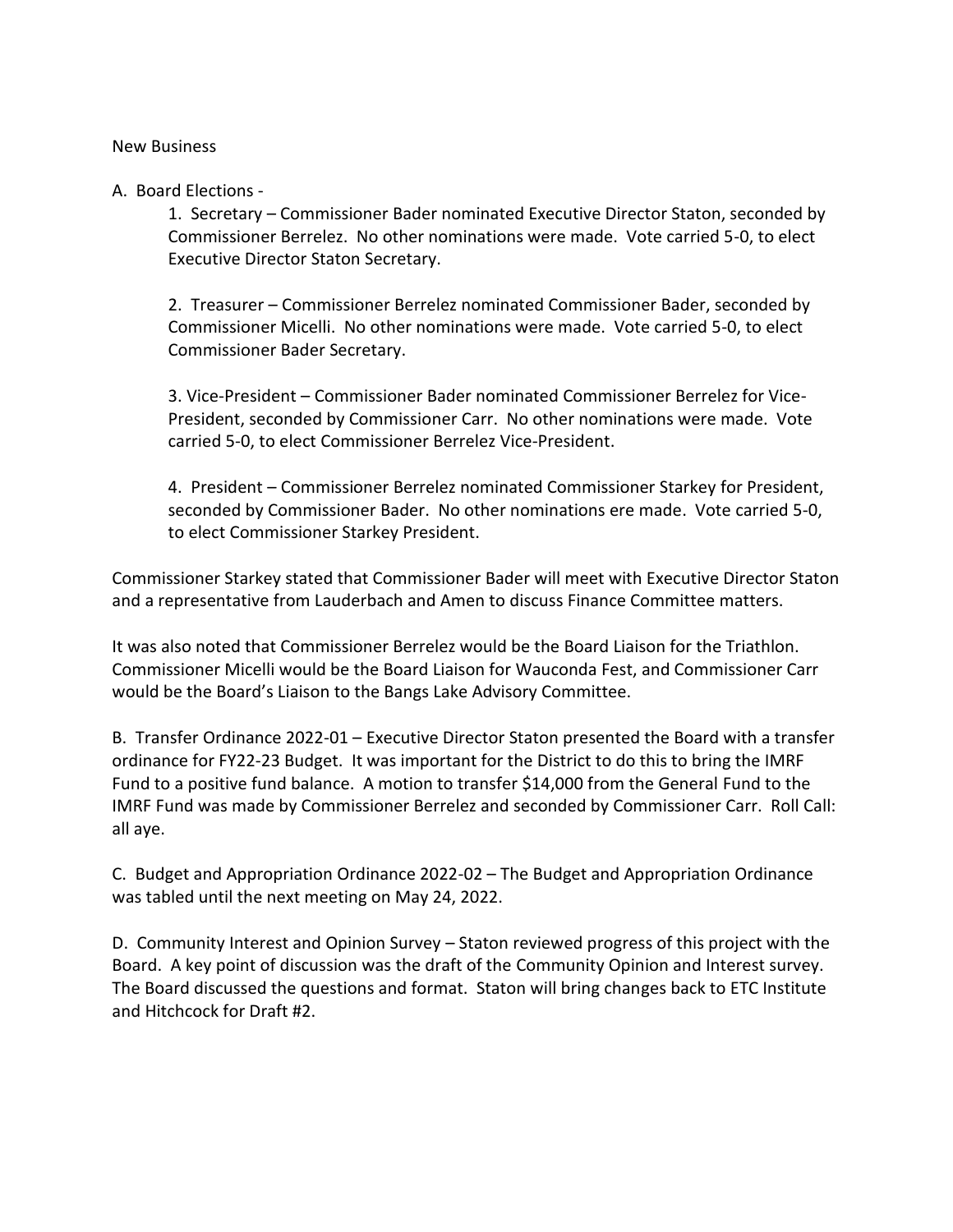New Business

A. Board Elections -

1. Secretary – Commissioner Bader nominated Executive Director Staton, seconded by Commissioner Berrelez. No other nominations were made. Vote carried 5-0, to elect Executive Director Staton Secretary.

2. Treasurer – Commissioner Berrelez nominated Commissioner Bader, seconded by Commissioner Micelli. No other nominations were made. Vote carried 5-0, to elect Commissioner Bader Secretary.

3. Vice-President – Commissioner Bader nominated Commissioner Berrelez for Vice-President, seconded by Commissioner Carr. No other nominations were made. Vote carried 5-0, to elect Commissioner Berrelez Vice-President.

4. President – Commissioner Berrelez nominated Commissioner Starkey for President, seconded by Commissioner Bader. No other nominations ere made. Vote carried 5-0, to elect Commissioner Starkey President.

Commissioner Starkey stated that Commissioner Bader will meet with Executive Director Staton and a representative from Lauderbach and Amen to discuss Finance Committee matters.

It was also noted that Commissioner Berrelez would be the Board Liaison for the Triathlon. Commissioner Micelli would be the Board Liaison for Wauconda Fest, and Commissioner Carr would be the Board's Liaison to the Bangs Lake Advisory Committee.

B. Transfer Ordinance 2022-01 – Executive Director Staton presented the Board with a transfer ordinance for FY22-23 Budget. It was important for the District to do this to bring the IMRF Fund to a positive fund balance. A motion to transfer $14,000 from the General Fund to the IMRF Fund was made by Commissioner Berrelez and seconded by Commissioner Carr. Roll Call: all aye.

C. Budget and Appropriation Ordinance 2022-02 – The Budget and Appropriation Ordinance was tabled until the next meeting on May 24, 2022.

D. Community Interest and Opinion Survey – Staton reviewed progress of this project with the Board. A key point of discussion was the draft of the Community Opinion and Interest survey. The Board discussed the questions and format. Staton will bring changes back to ETC Institute and Hitchcock for Draft #2.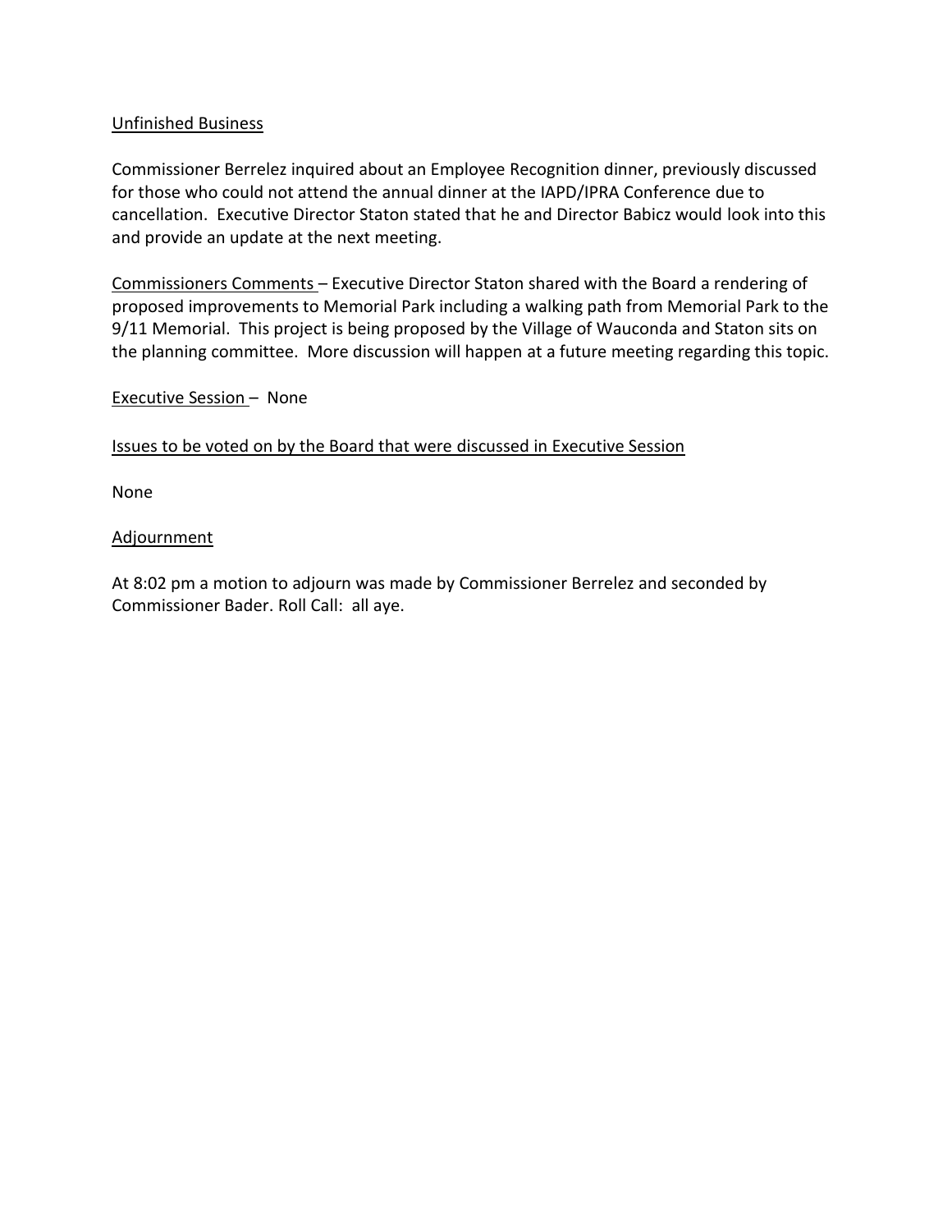Unfinished Business

Commissioner Berrelez inquired about an Employee Recognition dinner, previously discussed for those who could not attend the annual dinner at the IAPD/IPRA Conference due to cancellation. Executive Director Staton stated that he and Director Babicz would look into this and provide an update at the next meeting.

Commissioners Comments – Executive Director Staton shared with the Board a rendering of proposed improvements to Memorial Park including a walking path from Memorial Park to the 9/11 Memorial. This project is being proposed by the Village of Wauconda and Staton sits on the planning committee. More discussion will happen at a future meeting regarding this topic.

Executive Session – None

Issues to be voted on by the Board that were discussed in Executive Session

None

Adjournment

At 8:02 pm a motion to adjourn was made by Commissioner Berrelez and seconded by Commissioner Bader. Roll Call: all aye.